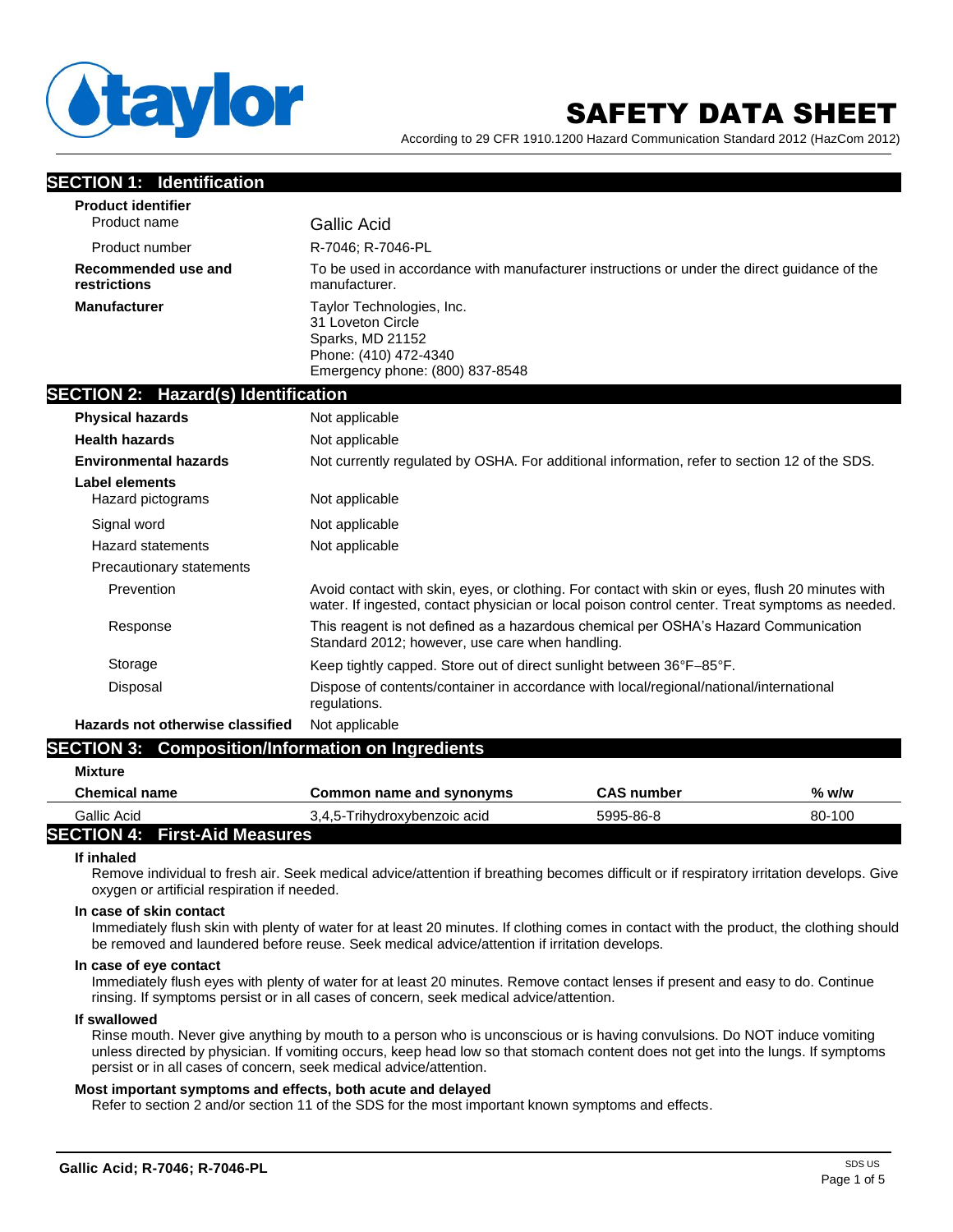taylor

# SAFETY DATA SHEET

According to 29 CFR 1910.1200 Hazard Communication Standard 2012 (HazCom 2012)

## SECTION 1: Identification

**Product identifier**

| | |
|---|---|
| Product name | Gallic Acid |
| Product number | R-7046; R-7046-PL |
| **Recommended use and restrictions** | To be used in accordance with manufacturer instructions or under the direct guidance of the manufacturer. |
| **Manufacturer** | Taylor Technologies, Inc.<br>31 Loveton Circle<br>Sparks, MD 21152<br>Phone: (410) 472-4340<br>Emergency phone: (800) 837-8548 |

## SECTION 2: Hazard(s) Identification

| | |
|---|---|
| **Physical hazards** | Not applicable |
| **Health hazards** | Not applicable |
| **Environmental hazards** | Not currently regulated by OSHA. For additional information, refer to section 12 of the SDS. |
| **Label elements** | |
| Hazard pictograms | Not applicable |
| Signal word | Not applicable |
| Hazard statements | Not applicable |
| Precautionary statements | |
| Prevention | Avoid contact with skin, eyes, or clothing. For contact with skin or eyes, flush 20 minutes with water. If ingested, contact physician or local poison control center. Treat symptoms as needed. |
| Response | This reagent is not defined as a hazardous chemical per OSHA's Hazard Communication Standard 2012; however, use care when handling. |
| Storage | Keep tightly capped. Store out of direct sunlight between 36°F–85°F. |
| Disposal | Dispose of contents/container in accordance with local/regional/national/international regulations. |
| **Hazards not otherwise classified** | Not applicable |

## SECTION 3: Composition/Information on Ingredients

**Mixture**

| Chemical name | Common name and synonyms | CAS number | % w/w |
|---|---|---|---|
| Gallic Acid | 3,4,5-Trihydroxybenzoic acid | 5995-86-8 | 80-100 |

## SECTION 4: First-Aid Measures

**If inhaled**

Remove individual to fresh air. Seek medical advice/attention if breathing becomes difficult or if respiratory irritation develops. Give oxygen or artificial respiration if needed.

**In case of skin contact**

Immediately flush skin with plenty of water for at least 20 minutes. If clothing comes in contact with the product, the clothing should be removed and laundered before reuse. Seek medical advice/attention if irritation develops.

**In case of eye contact**

Immediately flush eyes with plenty of water for at least 20 minutes. Remove contact lenses if present and easy to do. Continue rinsing. If symptoms persist or in all cases of concern, seek medical advice/attention.

**If swallowed**

Rinse mouth. Never give anything by mouth to a person who is unconscious or is having convulsions. Do NOT induce vomiting unless directed by physician. If vomiting occurs, keep head low so that stomach content does not get into the lungs. If symptoms persist or in all cases of concern, seek medical advice/attention.

**Most important symptoms and effects, both acute and delayed**

Refer to section 2 and/or section 11 of the SDS for the most important known symptoms and effects.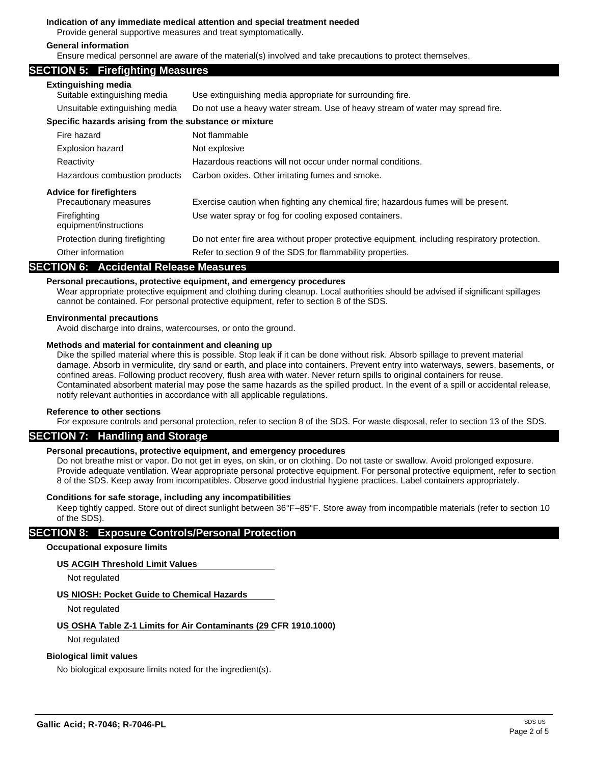**Indication of any immediate medical attention and special treatment needed**

Provide general supportive measures and treat symptomatically.

**General information**

Ensure medical personnel are aware of the material(s) involved and take precautions to protect themselves.

## SECTION 5: Firefighting Measures

**Extinguishing media**

| | |
|---|---|
| Suitable extinguishing media | Use extinguishing media appropriate for surrounding fire. |
| Unsuitable extinguishing media | Do not use a heavy water stream. Use of heavy stream of water may spread fire. |

**Specific hazards arising from the substance or mixture**

| | |
|---|---|
| Fire hazard | Not flammable |
| Explosion hazard | Not explosive |
| Reactivity | Hazardous reactions will not occur under normal conditions. |
| Hazardous combustion products | Carbon oxides. Other irritating fumes and smoke. |

**Advice for firefighters**

| | |
|---|---|
| Precautionary measures | Exercise caution when fighting any chemical fire; hazardous fumes will be present. |
| Firefighting equipment/instructions | Use water spray or fog for cooling exposed containers. |
| Protection during firefighting | Do not enter fire area without proper protective equipment, including respiratory protection. |
| Other information | Refer to section 9 of the SDS for flammability properties. |

## SECTION 6: Accidental Release Measures

**Personal precautions, protective equipment, and emergency procedures**

Wear appropriate protective equipment and clothing during cleanup. Local authorities should be advised if significant spillages cannot be contained. For personal protective equipment, refer to section 8 of the SDS.

**Environmental precautions**

Avoid discharge into drains, watercourses, or onto the ground.

**Methods and material for containment and cleaning up**

Dike the spilled material where this is possible. Stop leak if it can be done without risk. Absorb spillage to prevent material damage. Absorb in vermiculite, dry sand or earth, and place into containers. Prevent entry into waterways, sewers, basements, or confined areas. Following product recovery, flush area with water. Never return spills to original containers for reuse. Contaminated absorbent material may pose the same hazards as the spilled product. In the event of a spill or accidental release, notify relevant authorities in accordance with all applicable regulations.

**Reference to other sections**

For exposure controls and personal protection, refer to section 8 of the SDS. For waste disposal, refer to section 13 of the SDS.

## SECTION 7: Handling and Storage

**Personal precautions, protective equipment, and emergency procedures**

Do not breathe mist or vapor. Do not get in eyes, on skin, or on clothing. Do not taste or swallow. Avoid prolonged exposure. Provide adequate ventilation. Wear appropriate personal protective equipment. For personal protective equipment, refer to section 8 of the SDS. Keep away from incompatibles. Observe good industrial hygiene practices. Label containers appropriately.

**Conditions for safe storage, including any incompatibilities**

Keep tightly capped. Store out of direct sunlight between 36°F–85°F. Store away from incompatible materials (refer to section 10 of the SDS).

## SECTION 8: Exposure Controls/Personal Protection

**Occupational exposure limits**

**US ACGIH Threshold Limit Values**

Not regulated

**US NIOSH: Pocket Guide to Chemical Hazards**

Not regulated

**US OSHA Table Z-1 Limits for Air Contaminants (29 CFR 1910.1000)**

Not regulated

**Biological limit values**

No biological exposure limits noted for the ingredient(s).

**Gallic Acid; R-7046; R-7046-PL**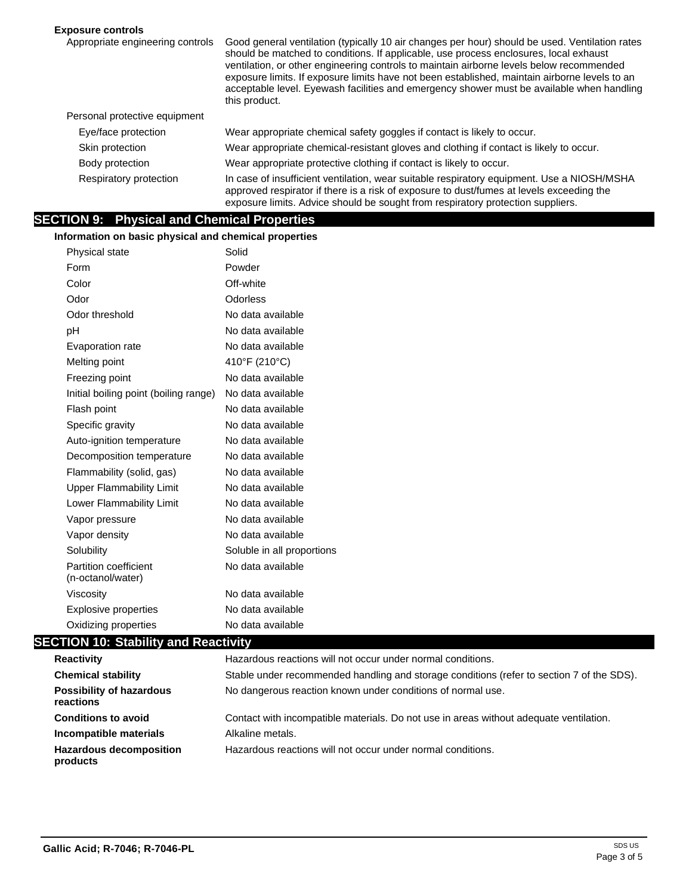**Exposure controls**

| | |
|---|---|
| Appropriate engineering controls | Good general ventilation (typically 10 air changes per hour) should be used. Ventilation rates should be matched to conditions. If applicable, use process enclosures, local exhaust ventilation, or other engineering controls to maintain airborne levels below recommended exposure limits. If exposure limits have not been established, maintain airborne levels to an acceptable level. Eyewash facilities and emergency shower must be available when handling this product. |
| Personal protective equipment | |
| Eye/face protection | Wear appropriate chemical safety goggles if contact is likely to occur. |
| Skin protection | Wear appropriate chemical-resistant gloves and clothing if contact is likely to occur. |
| Body protection | Wear appropriate protective clothing if contact is likely to occur. |
| Respiratory protection | In case of insufficient ventilation, wear suitable respiratory equipment. Use a NIOSH/MSHA approved respirator if there is a risk of exposure to dust/fumes at levels exceeding the exposure limits. Advice should be sought from respiratory protection suppliers. |

## SECTION 9: Physical and Chemical Properties

**Information on basic physical and chemical properties**

| | |
|---|---|
| Physical state | Solid |
| Form | Powder |
| Color | Off-white |
| Odor | Odorless |
| Odor threshold | No data available |
| pH | No data available |
| Evaporation rate | No data available |
| Melting point | 410°F (210°C) |
| Freezing point | No data available |
| Initial boiling point (boiling range) | No data available |
| Flash point | No data available |
| Specific gravity | No data available |
| Auto-ignition temperature | No data available |
| Decomposition temperature | No data available |
| Flammability (solid, gas) | No data available |
| Upper Flammability Limit | No data available |
| Lower Flammability Limit | No data available |
| Vapor pressure | No data available |
| Vapor density | No data available |
| Solubility | Soluble in all proportions |
| Partition coefficient (n-octanol/water) | No data available |
| Viscosity | No data available |
| Explosive properties | No data available |
| Oxidizing properties | No data available |

## SECTION 10: Stability and Reactivity

| | |
|---|---|
| **Reactivity** | Hazardous reactions will not occur under normal conditions. |
| **Chemical stability** | Stable under recommended handling and storage conditions (refer to section 7 of the SDS). |
| **Possibility of hazardous reactions** | No dangerous reaction known under conditions of normal use. |
| **Conditions to avoid** | Contact with incompatible materials. Do not use in areas without adequate ventilation. |
| **Incompatible materials** | Alkaline metals. |
| **Hazardous decomposition products** | Hazardous reactions will not occur under normal conditions. |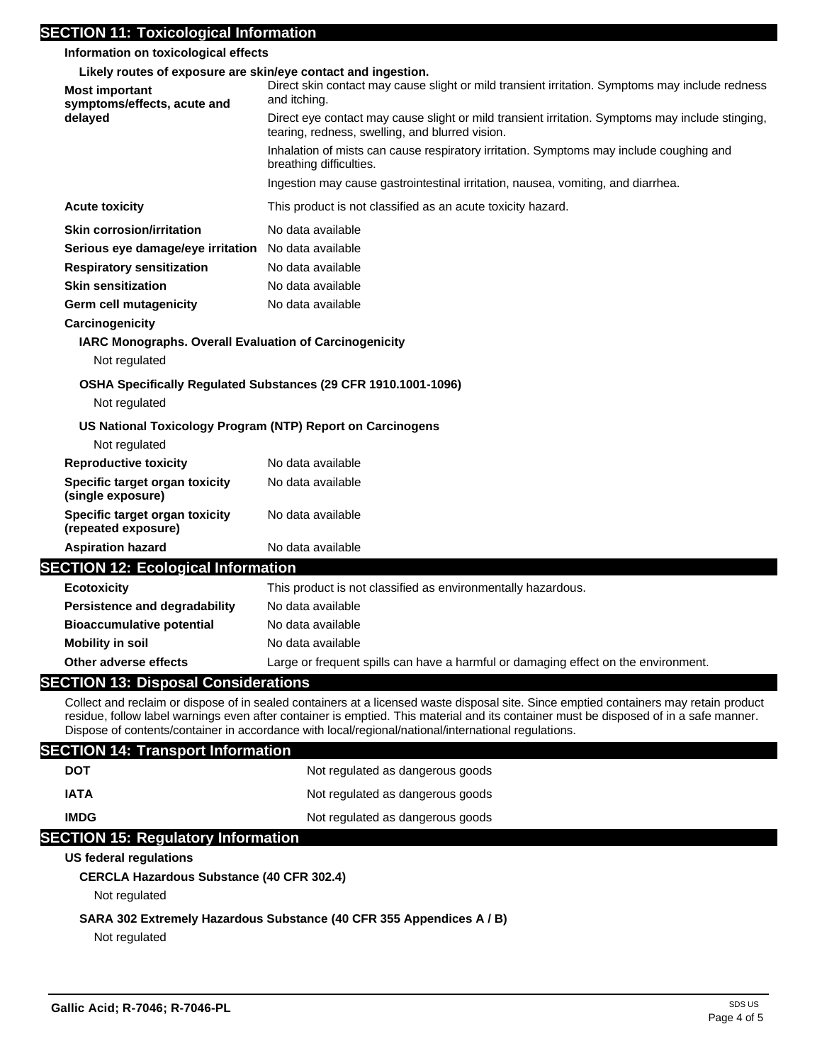## SECTION 11: Toxicological Information

**Information on toxicological effects**

**Likely routes of exposure are skin/eye contact and ingestion.**

| | |
|---|---|
| **Most important symptoms/effects, acute and delayed** | Direct skin contact may cause slight or mild transient irritation. Symptoms may include redness and itching.<br>Direct eye contact may cause slight or mild transient irritation. Symptoms may include stinging, tearing, redness, swelling, and blurred vision.<br>Inhalation of mists can cause respiratory irritation. Symptoms may include coughing and breathing difficulties.<br>Ingestion may cause gastrointestinal irritation, nausea, vomiting, and diarrhea. |
| **Acute toxicity** | This product is not classified as an acute toxicity hazard. |
| **Skin corrosion/irritation** | No data available |
| **Serious eye damage/eye irritation** | No data available |
| **Respiratory sensitization** | No data available |
| **Skin sensitization** | No data available |
| **Germ cell mutagenicity** | No data available |

**Carcinogenicity**

**IARC Monographs. Overall Evaluation of Carcinogenicity**

Not regulated

**OSHA Specifically Regulated Substances (29 CFR 1910.1001-1096)**

Not regulated

**US National Toxicology Program (NTP) Report on Carcinogens**

Not regulated

| | |
|---|---|
| **Reproductive toxicity** | No data available |
| **Specific target organ toxicity (single exposure)** | No data available |
| **Specific target organ toxicity (repeated exposure)** | No data available |
| **Aspiration hazard** | No data available |

## SECTION 12: Ecological Information

| | |
|---|---|
| **Ecotoxicity** | This product is not classified as environmentally hazardous. |
| **Persistence and degradability** | No data available |
| **Bioaccumulative potential** | No data available |
| **Mobility in soil** | No data available |
| **Other adverse effects** | Large or frequent spills can have a harmful or damaging effect on the environment. |

## SECTION 13: Disposal Considerations

Collect and reclaim or dispose of in sealed containers at a licensed waste disposal site. Since emptied containers may retain product residue, follow label warnings even after container is emptied. This material and its container must be disposed of in a safe manner. Dispose of contents/container in accordance with local/regional/national/international regulations.

## SECTION 14: Transport Information

| | |
|---|---|
| **DOT** | Not regulated as dangerous goods |
| **IATA** | Not regulated as dangerous goods |
| **IMDG** | Not regulated as dangerous goods |

## SECTION 15: Regulatory Information

**US federal regulations**

**CERCLA Hazardous Substance (40 CFR 302.4)**

Not regulated

**SARA 302 Extremely Hazardous Substance (40 CFR 355 Appendices A / B)**

Not regulated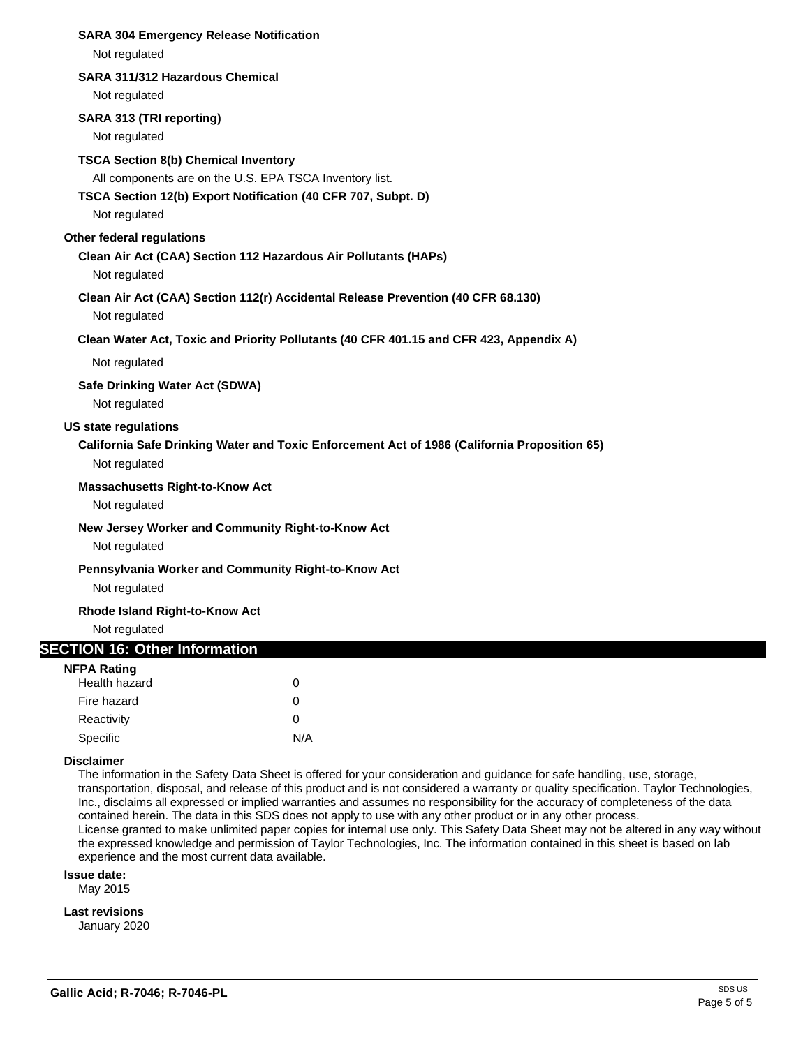**SARA 304 Emergency Release Notification**

Not regulated

**SARA 311/312 Hazardous Chemical**

Not regulated

**SARA 313 (TRI reporting)**

Not regulated

**TSCA Section 8(b) Chemical Inventory**

All components are on the U.S. EPA TSCA Inventory list.

**TSCA Section 12(b) Export Notification (40 CFR 707, Subpt. D)**

Not regulated

**Other federal regulations**

**Clean Air Act (CAA) Section 112 Hazardous Air Pollutants (HAPs)**

Not regulated

**Clean Air Act (CAA) Section 112(r) Accidental Release Prevention (40 CFR 68.130)**

Not regulated

**Clean Water Act, Toxic and Priority Pollutants (40 CFR 401.15 and CFR 423, Appendix A)**

Not regulated

**Safe Drinking Water Act (SDWA)**

Not regulated

**US state regulations**

**California Safe Drinking Water and Toxic Enforcement Act of 1986 (California Proposition 65)**

Not regulated

**Massachusetts Right-to-Know Act**

Not regulated

**New Jersey Worker and Community Right-to-Know Act**

Not regulated

**Pennsylvania Worker and Community Right-to-Know Act**

Not regulated

**Rhode Island Right-to-Know Act**

Not regulated

## SECTION 16: Other Information

**NFPA Rating**

| | |
|---|---|
| Health hazard | 0 |
| Fire hazard | 0 |
| Reactivity | 0 |
| Specific | N/A |

**Disclaimer**

The information in the Safety Data Sheet is offered for your consideration and guidance for safe handling, use, storage, transportation, disposal, and release of this product and is not considered a warranty or quality specification. Taylor Technologies, Inc., disclaims all expressed or implied warranties and assumes no responsibility for the accuracy of completeness of the data contained herein. The data in this SDS does not apply to use with any other product or in any other process.
License granted to make unlimited paper copies for internal use only. This Safety Data Sheet may not be altered in any way without the expressed knowledge and permission of Taylor Technologies, Inc. The information contained in this sheet is based on lab experience and the most current data available.

**Issue date:**

May 2015

**Last revisions**

January 2020